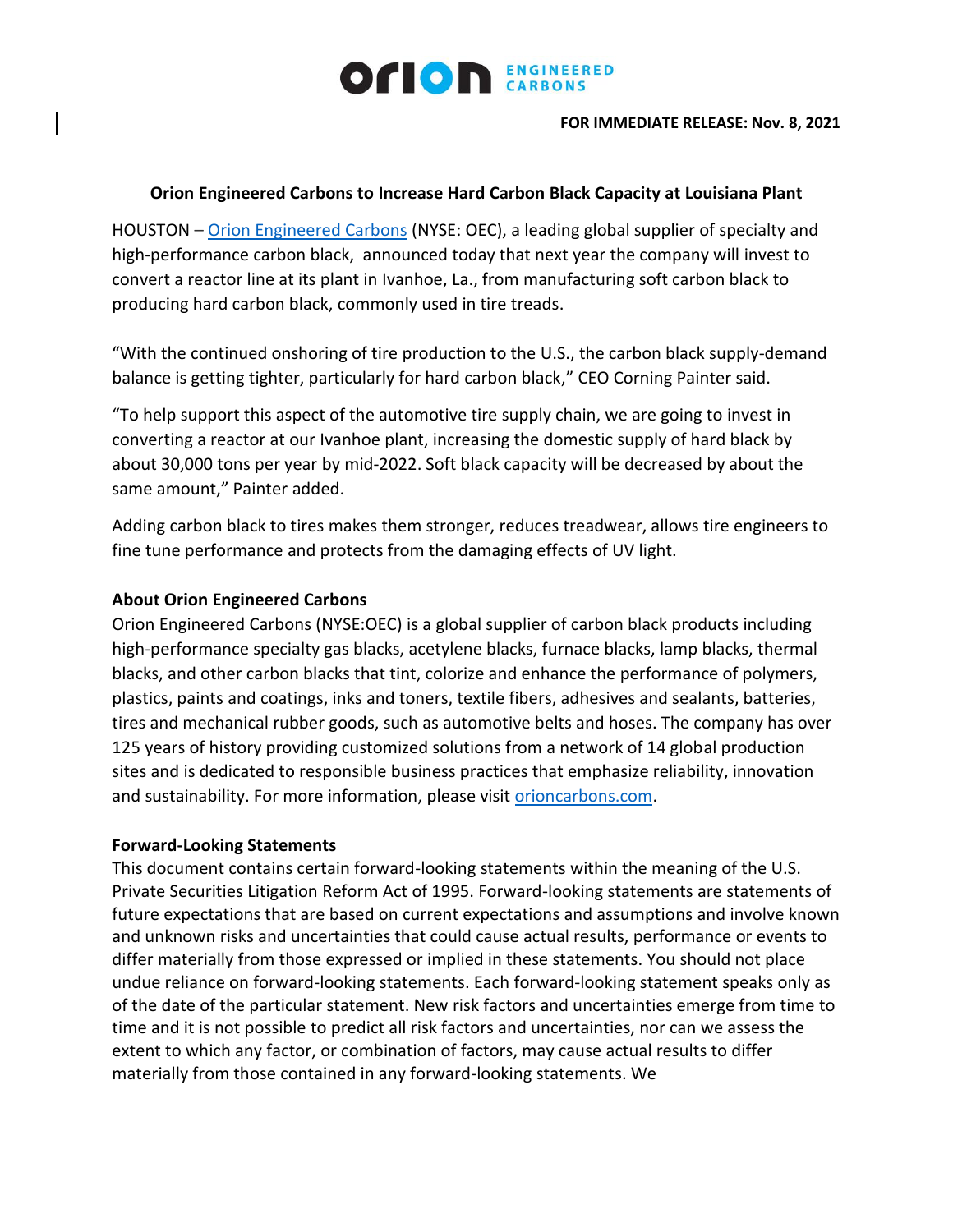**FOR IMMEDIATE RELEASE: Nov. 8, 2021**

**Orion Engineered Carbons to Increase Hard Carbon Black Capacity at Louisiana Plant**

HOUSTON – [Orion Engineered Carbons](https://www.orioncarbons.com) (NYSE: OEC), a leading global supplier of specialty and high-performance carbon black, announced today that next year the company will invest to convert a reactor line at its plant in Ivanhoe, La., from manufacturing soft carbon black to producing hard carbon black, commonly used in tire treads.

"With the continued onshoring of tire production to the U.S., the carbon black supply-demand balance is getting tighter, particularly for hard carbon black," CEO Corning Painter said.

"To help support this aspect of the automotive tire supply chain, we are going to invest in converting a reactor at our Ivanhoe plant, increasing the domestic supply of hard black by about 30,000 tons per year by mid-2022. Soft black capacity will be decreased by about the same amount," Painter added.

Adding carbon black to tires makes them stronger, reduces treadwear, allows tire engineers to fine tune performance and protects from the damaging effects of UV light.

**About Orion Engineered Carbons**

Orion Engineered Carbons (NYSE:OEC) is a global supplier of carbon black products including high-performance specialty gas blacks, acetylene blacks, furnace blacks, lamp blacks, thermal blacks, and other carbon blacks that tint, colorize and enhance the performance of polymers, plastics, paints and coatings, inks and toners, textile fibers, adhesives and sealants, batteries, tires and mechanical rubber goods, such as automotive belts and hoses. The company has over 125 years of history providing customized solutions from a network of 14 global production sites and is dedicated to responsible business practices that emphasize reliability, innovation and sustainability. For more information, please visit [orioncarbons.com](https://www.orioncarbons.com).

**Forward-Looking Statements**

This document contains certain forward-looking statements within the meaning of the U.S. Private Securities Litigation Reform Act of 1995. Forward-looking statements are statements of future expectations that are based on current expectations and assumptions and involve known and unknown risks and uncertainties that could cause actual results, performance or events to differ materially from those expressed or implied in these statements. You should not place undue reliance on forward-looking statements. Each forward-looking statement speaks only as of the date of the particular statement. New risk factors and uncertainties emerge from time to time and it is not possible to predict all risk factors and uncertainties, nor can we assess the extent to which any factor, or combination of factors, may cause actual results to differ materially from those contained in any forward-looking statements. We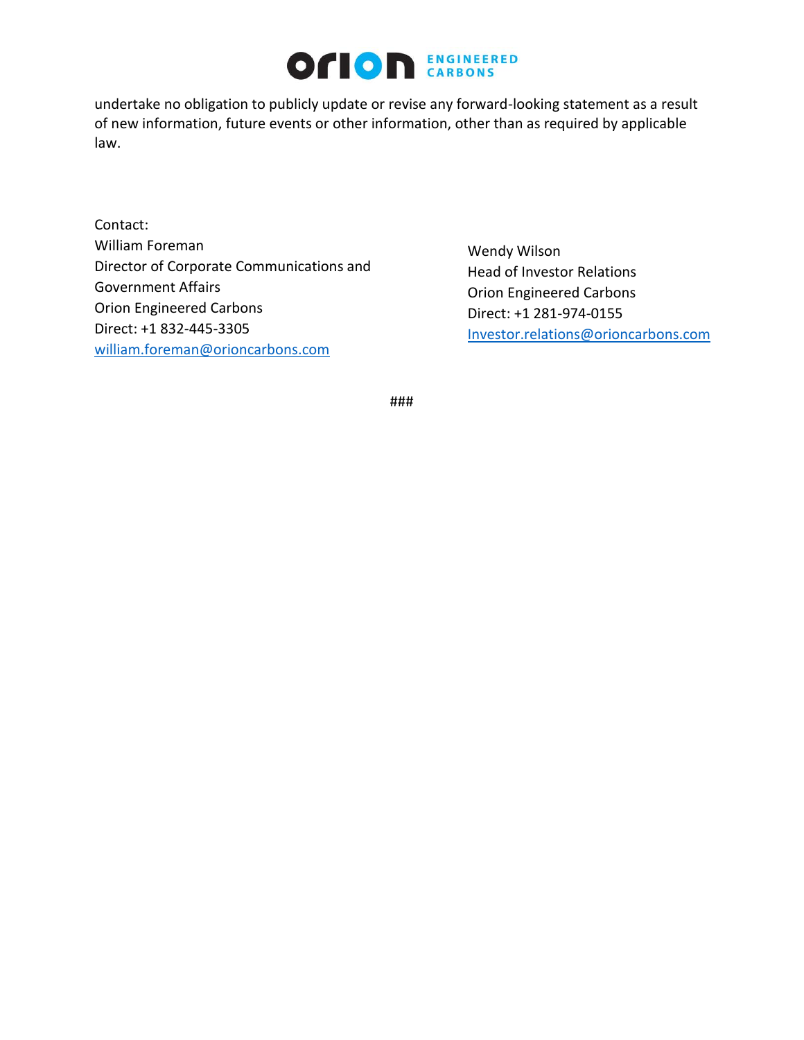undertake no obligation to publicly update or revise any forward-looking statement as a result of new information, future events or other information, other than as required by applicable law.

Contact:
William Foreman
Director of Corporate Communications and Government Affairs
Orion Engineered Carbons
Direct: +1 832-445-3305
william.foreman@orioncarbons.com

Wendy Wilson
Head of Investor Relations
Orion Engineered Carbons
Direct: +1 281-974-0155
Investor.relations@orioncarbons.com

###